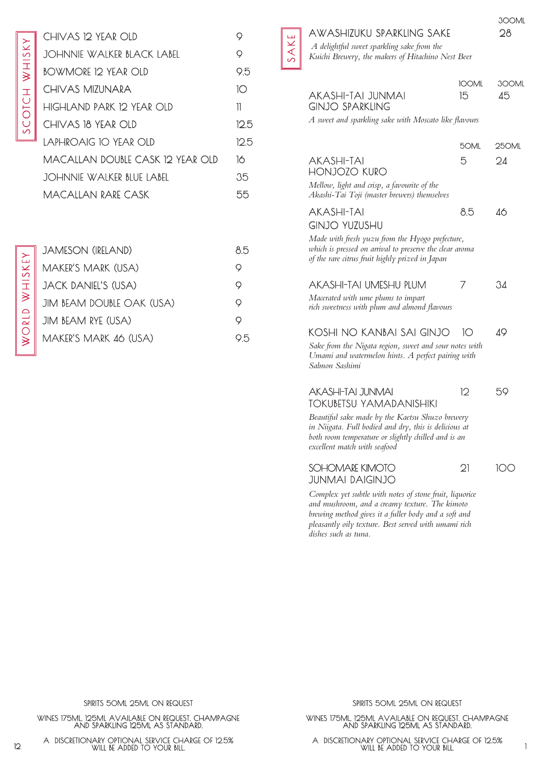## SCOTCH WHISKY

| | |
|---|---|
| CHIVAS 12 YEAR OLD | 9 |
| JOHNNIE WALKER BLACK LABEL | 9 |
| BOWMORE 12 YEAR OLD | 9.5 |
| CHIVAS MIZUNARA | 10 |
| HIGHLAND PARK 12 YEAR OLD | 11 |
| CHIVAS 18 YEAR OLD | 12.5 |
| LAPHROAIG 10 YEAR OLD | 12.5 |
| MACALLAN DOUBLE CASK 12 YEAR OLD | 16 |
| JOHNNIE WALKER BLUE LABEL | 35 |
| MACALLAN RARE CASK | 55 |

## WORLD WHISKEY

| | |
|---|---|
| JAMESON (IRELAND) | 8.5 |
| MAKER'S MARK (USA) | 9 |
| JACK DANIEL'S (USA) | 9 |
| JIM BEAM DOUBLE OAK (USA) | 9 |
| JIM BEAM RYE (USA) | 9 |
| MAKER'S MARK 46 (USA) | 9.5 |

SPIRITS 50ML 25ML ON REQUEST

WINES 175ML 125ML AVAILABLE ON REQUEST. CHAMPAGNE AND SPARKLING 125ML AS STANDARD.

A DISCRETIONARY OPTIONAL SERVICE CHARGE OF 12.5% WILL BE ADDED TO YOUR BILL.

## SAKE

| | | 300ML |
|---|---|---|
| AWASHIZUKU SPARKLING SAKE<br>*A delightful sweet sparkling sake from the Kuichi Brewery, the makers of Hitachino Nest Beer* | | 28 |

| | 100ML | 300ML |
|---|---|---|
| AKASHI-TAI JUNMAI GINJO SPARKLING<br>*A sweet and sparkling sake with Moscato like flavours* | 15 | 45 |

| | 50ML | 250ML |
|---|---|---|
| AKASHI-TAI HONJOZO KURO<br>*Mellow, light and crisp, a favourite of the Akashi-Tai Toji (master brewers) themselves* | 5 | 24 |
| AKASHI-TAI GINJO YUZUSHU<br>*Made with fresh yuzu from the Hyogo prefecture, which is pressed on arrival to preserve the clear aroma of the rare citrus fruit highly prized in Japan* | 8.5 | 46 |
| AKASHI-TAI UMESHU PLUM<br>*Macerated with ume plums to impart rich sweetness with plum and almond flavours* | 7 | 34 |
| KOSHI NO KANBAI SAI GINJO<br>*Sake from the Nigata region, sweet and sour notes with Umami and watermelon hints. A perfect pairing with Salmon Sashimi* | 10 | 49 |
| AKASHI-TAI JUNMAI TOKUBETSU YAMADANISHIKI<br>*Beautiful sake made by the Kaetsu Shuzo brewery in Niigata. Full bodied and dry, this is delicious at both room temperature or slightly chilled and is an excellent match with seafood* | 12 | 59 |
| SOHOMARE KIMOTO JUNMAI DAIGINJO<br>*Complex yet subtle with notes of stone fruit, liquorice and mushroom, and a creamy texture. The kimoto brewing method gives it a fuller body and a soft and pleasantly oily texture. Best served with umami rich dishes such as tuna.* | 21 | 100 |

SPIRITS 50ML 25ML ON REQUEST

WINES 175ML 125ML AVAILABLE ON REQUEST. CHAMPAGNE AND SPARKLING 125ML AS STANDARD.

A DISCRETIONARY OPTIONAL SERVICE CHARGE OF 12.5% WILL BE ADDED TO YOUR BILL.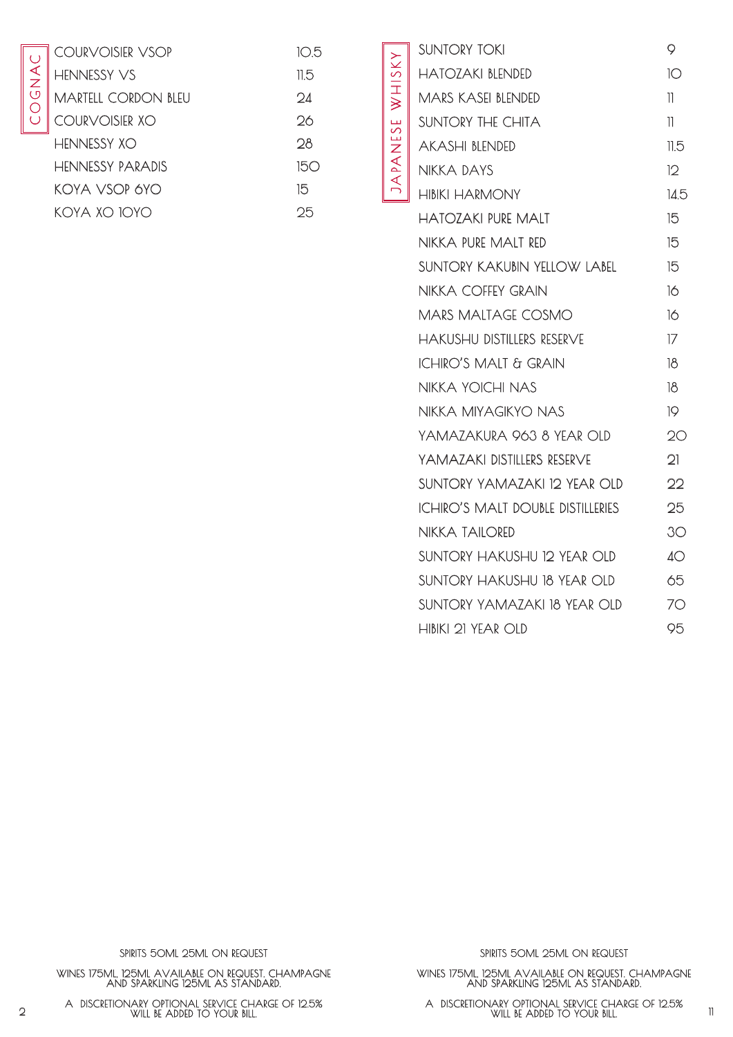## COGNAC

| | |
|---|---|
| COURVOISIER VSOP | 10.5 |
| HENNESSY VS | 11.5 |
| MARTELL CORDON BLEU | 24 |
| COURVOISIER XO | 26 |
| HENNESSY XO | 28 |
| HENNESSY PARADIS | 150 |
| KOYA VSOP 6YO | 15 |
| KOYA XO 10YO | 25 |

SPIRITS 50ML 25ML ON REQUEST

WINES 175ML 125ML AVAILABLE ON REQUEST. CHAMPAGNE AND SPARKLING 125ML AS STANDARD.

A DISCRETIONARY OPTIONAL SERVICE CHARGE OF 12.5% WILL BE ADDED TO YOUR BILL.

## JAPANESE WHISKY

| | |
|---|---|
| SUNTORY TOKI | 9 |
| HATOZAKI BLENDED | 10 |
| MARS KASEI BLENDED | 11 |
| SUNTORY THE CHITA | 11 |
| AKASHI BLENDED | 11.5 |
| NIKKA DAYS | 12 |
| HIBIKI HARMONY | 14.5 |
| HATOZAKI PURE MALT | 15 |
| NIKKA PURE MALT RED | 15 |
| SUNTORY KAKUBIN YELLOW LABEL | 15 |
| NIKKA COFFEY GRAIN | 16 |
| MARS MALTAGE COSMO | 16 |
| HAKUSHU DISTILLERS RESERVE | 17 |
| ICHIRO'S MALT & GRAIN | 18 |
| NIKKA YOICHI NAS | 18 |
| NIKKA MIYAGIKYO NAS | 19 |
| YAMAZAKURA 963 8 YEAR OLD | 20 |
| YAMAZAKI DISTILLERS RESERVE | 21 |
| SUNTORY YAMAZAKI 12 YEAR OLD | 22 |
| ICHIRO'S MALT DOUBLE DISTILLERIES | 25 |
| NIKKA TAILORED | 30 |
| SUNTORY HAKUSHU 12 YEAR OLD | 40 |
| SUNTORY HAKUSHU 18 YEAR OLD | 65 |
| SUNTORY YAMAZAKI 18 YEAR OLD | 70 |
| HIBIKI 21 YEAR OLD | 95 |

SPIRITS 50ML 25ML ON REQUEST

WINES 175ML 125ML AVAILABLE ON REQUEST. CHAMPAGNE AND SPARKLING 125ML AS STANDARD.

A DISCRETIONARY OPTIONAL SERVICE CHARGE OF 12.5% WILL BE ADDED TO YOUR BILL.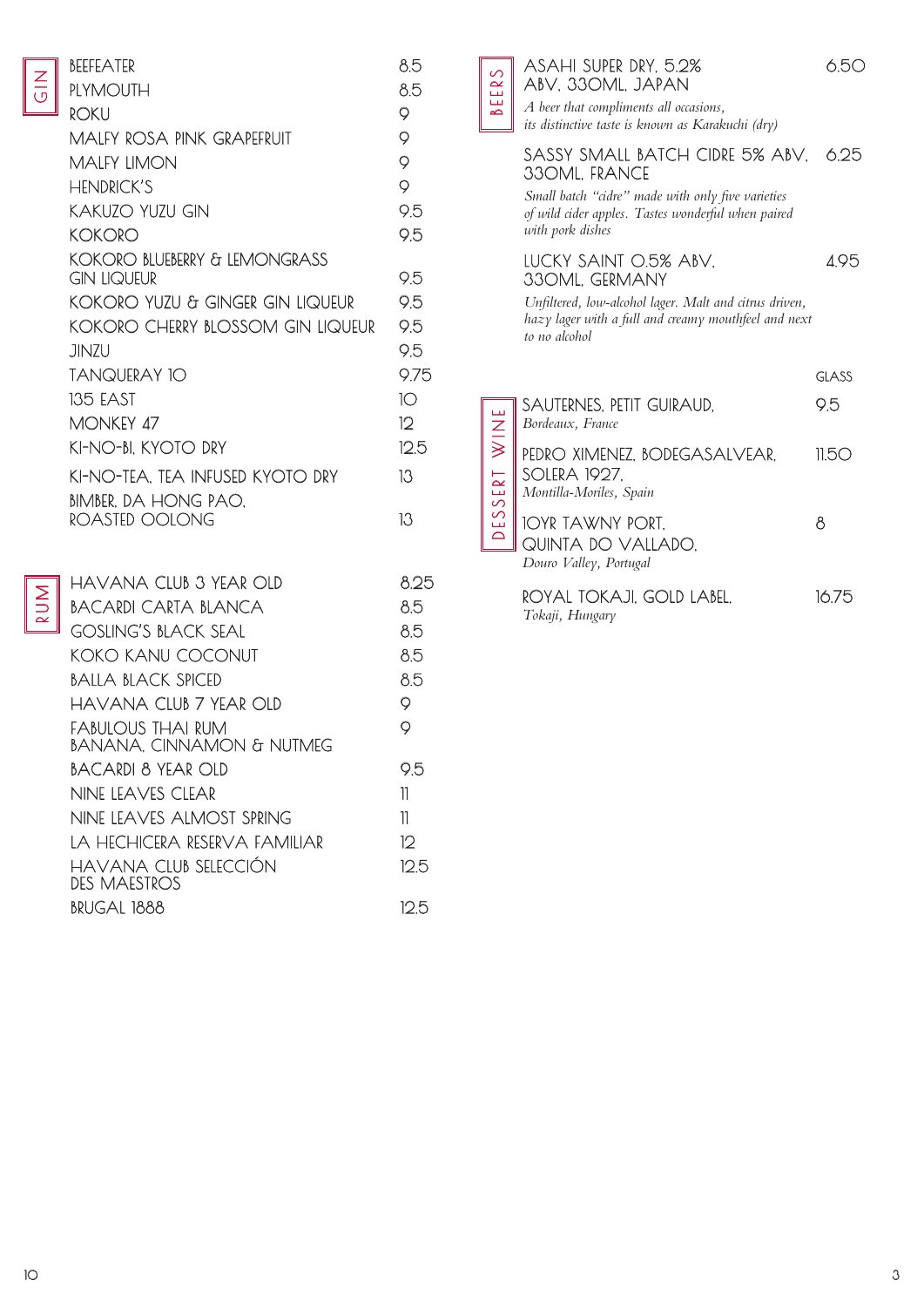## GIN

| | |
|---|---|
| BEEFEATER | 8.5 |
| PLYMOUTH | 8.5 |
| ROKU | 9 |
| MALFY ROSA PINK GRAPEFRUIT | 9 |
| MALFY LIMON | 9 |
| HENDRICK'S | 9 |
| KAKUZO YUZU GIN | 9.5 |
| KOKORO | 9.5 |
| KOKORO BLUEBERRY & LEMONGRASS GIN LIQUEUR | 9.5 |
| KOKORO YUZU & GINGER GIN LIQUEUR | 9.5 |
| KOKORO CHERRY BLOSSOM GIN LIQUEUR | 9.5 |
| JINZU | 9.5 |
| TANQUERAY 10 | 9.75 |
| 135 EAST | 10 |
| MONKEY 47 | 12 |
| KI-NO-BI, KYOTO DRY | 12.5 |
| KI-NO-TEA, TEA INFUSED KYOTO DRY | 13 |
| BIMBER, DA HONG PAO, ROASTED OOLONG | 13 |

## RUM

| | |
|---|---|
| HAVANA CLUB 3 YEAR OLD | 8.25 |
| BACARDI CARTA BLANCA | 8.5 |
| GOSLING'S BLACK SEAL | 8.5 |
| KOKO KANU COCONUT | 8.5 |
| BALLA BLACK SPICED | 8.5 |
| HAVANA CLUB 7 YEAR OLD | 9 |
| FABULOUS THAI RUM BANANA, CINNAMON & NUTMEG | 9 |
| BACARDI 8 YEAR OLD | 9.5 |
| NINE LEAVES CLEAR | 11 |
| NINE LEAVES ALMOST SPRING | 11 |
| LA HECHICERA RESERVA FAMILIAR | 12 |
| HAVANA CLUB SELECCIÓN DES MAESTROS | 12.5 |
| BRUGAL 1888 | 12.5 |

## BEERS

**ASAHI SUPER DRY, 5.2% ABV, 330ML, JAPAN** — 6.50
*A beer that compliments all occasions, its distinctive taste is known as Karakuchi (dry)*

**SASSY SMALL BATCH CIDRE 5% ABV, 330ML, FRANCE** — 6.25
*Small batch "cidre" made with only five varieties of wild cider apples. Tastes wonderful when paired with pork dishes*

**LUCKY SAINT 0.5% ABV, 330ML, GERMANY** — 4.95
*Unfiltered, low-alcohol lager. Malt and citrus driven, hazy lager with a full and creamy mouthfeel and next to no alcohol*

## DESSERT WINE

| | GLASS |
|---|---|
| SAUTERNES, PETIT GUIRAUD, *Bordeaux, France* | 9.5 |
| PEDRO XIMENEZ, BODEGASALVEAR, SOLERA 1927, *Montilla-Moriles, Spain* | 11.50 |
| 10YR TAWNY PORT, QUINTA DO VALLADO, *Douro Valley, Portugal* | 8 |
| ROYAL TOKAJI, GOLD LABEL, *Tokaji, Hungary* | 16.75 |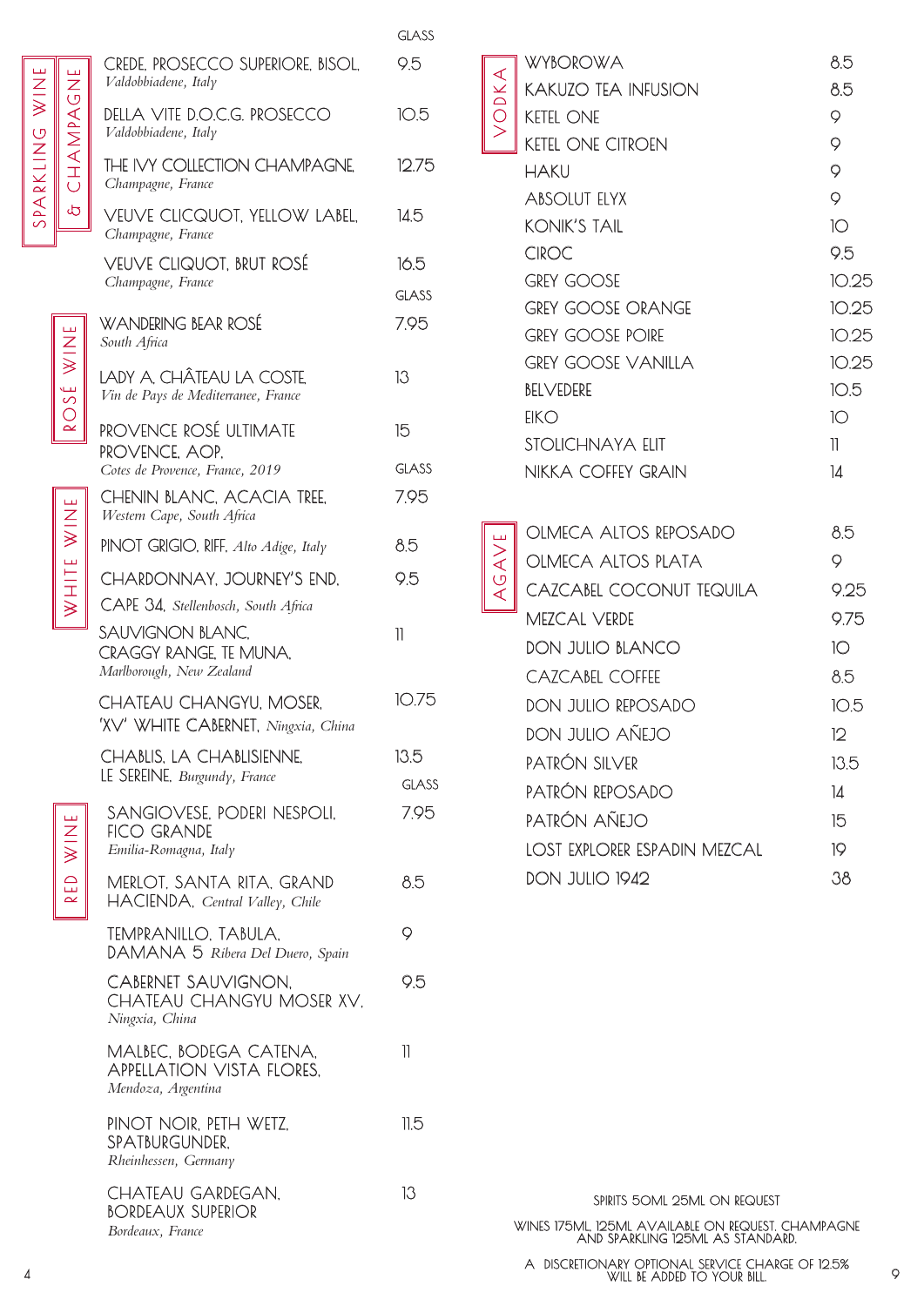## SPARKLING WINE & CHAMPAGNE

| | GLASS |
|---|---|
| CREDE, PROSECCO SUPERIORE, BISOL, *Valdobbiadene, Italy* | 9.5 |
| DELLA VITE D.O.C.G. PROSECCO *Valdobbiadene, Italy* | 10.5 |
| THE IVY COLLECTION CHAMPAGNE, *Champagne, France* | 12.75 |
| VEUVE CLICQUOT, YELLOW LABEL, *Champagne, France* | 14.5 |
| VEUVE CLIQUOT, BRUT ROSÉ *Champagne, France* | 16.5 |

## ROSÉ WINE

| | GLASS |
|---|---|
| WANDERING BEAR ROSÉ *South Africa* | 7.95 |
| LADY A, CHÂTEAU LA COSTE, *Vin de Pays de Mediterranee, France* | 13 |
| PROVENCE ROSÉ ULTIMATE PROVENCE, AOP, *Cotes de Provence, France, 2019* | 15 |

## WHITE WINE

| | GLASS |
|---|---|
| CHENIN BLANC, ACACIA TREE, *Western Cape, South Africa* | 7.95 |
| PINOT GRIGIO, RIFF, *Alto Adige, Italy* | 8.5 |
| CHARDONNAY, JOURNEY'S END, CAPE 34, *Stellenbosch, South Africa* | 9.5 |
| SAUVIGNON BLANC, CRAGGY RANGE, TE MUNA, *Marlborough, New Zealand* | 11 |
| CHATEAU CHANGYU, MOSER, 'XV' WHITE CABERNET, *Ningxia, China* | 10.75 |
| CHABLIS, LA CHABLISIENNE, LE SEREINE, *Burgundy, France* | 13.5 |

## RED WINE

| | GLASS |
|---|---|
| SANGIOVESE, PODERI NESPOLI, FICO GRANDE *Emilia-Romagna, Italy* | 7.95 |
| MERLOT, SANTA RITA, GRAND HACIENDA, *Central Valley, Chile* | 8.5 |
| TEMPRANILLO, TABULA, DAMANA 5 *Ribera Del Duero, Spain* | 9 |
| CABERNET SAUVIGNON, CHATEAU CHANGYU MOSER XV, *Ningxia, China* | 9.5 |
| MALBEC, BODEGA CATENA, APPELLATION VISTA FLORES, *Mendoza, Argentina* | 11 |
| PINOT NOIR, PETH WETZ, SPATBURGUNDER, *Rheinhessen, Germany* | 11.5 |
| CHATEAU GARDEGAN, BORDEAUX SUPERIOR *Bordeaux, France* | 13 |

## VODKA

| | |
|---|---|
| WYBOROWA | 8.5 |
| KAKUZO TEA INFUSION | 8.5 |
| KETEL ONE | 9 |
| KETEL ONE CITROEN | 9 |
| HAKU | 9 |
| ABSOLUT ELYX | 9 |
| KONIK'S TAIL | 10 |
| CIROC | 9.5 |
| GREY GOOSE | 10.25 |
| GREY GOOSE ORANGE | 10.25 |
| GREY GOOSE POIRE | 10.25 |
| GREY GOOSE VANILLA | 10.25 |
| BELVEDERE | 10.5 |
| EIKO | 10 |
| STOLICHNAYA ELIT | 11 |
| NIKKA COFFEY GRAIN | 14 |

## AGAVE

| | |
|---|---|
| OLMECA ALTOS REPOSADO | 8.5 |
| OLMECA ALTOS PLATA | 9 |
| CAZCABEL COCONUT TEQUILA | 9.25 |
| MEZCAL VERDE | 9.75 |
| DON JULIO BLANCO | 10 |
| CAZCABEL COFFEE | 8.5 |
| DON JULIO REPOSADO | 10.5 |
| DON JULIO AÑEJO | 12 |
| PATRÓN SILVER | 13.5 |
| PATRÓN REPOSADO | 14 |
| PATRÓN AÑEJO | 15 |
| LOST EXPLORER ESPADIN MEZCAL | 19 |
| DON JULIO 1942 | 38 |

SPIRITS 50ML 25ML ON REQUEST

WINES 175ML 125ML AVAILABLE ON REQUEST, CHAMPAGNE AND SPARKLING 125ML AS STANDARD.

A DISCRETIONARY OPTIONAL SERVICE CHARGE OF 12.5% WILL BE ADDED TO YOUR BILL.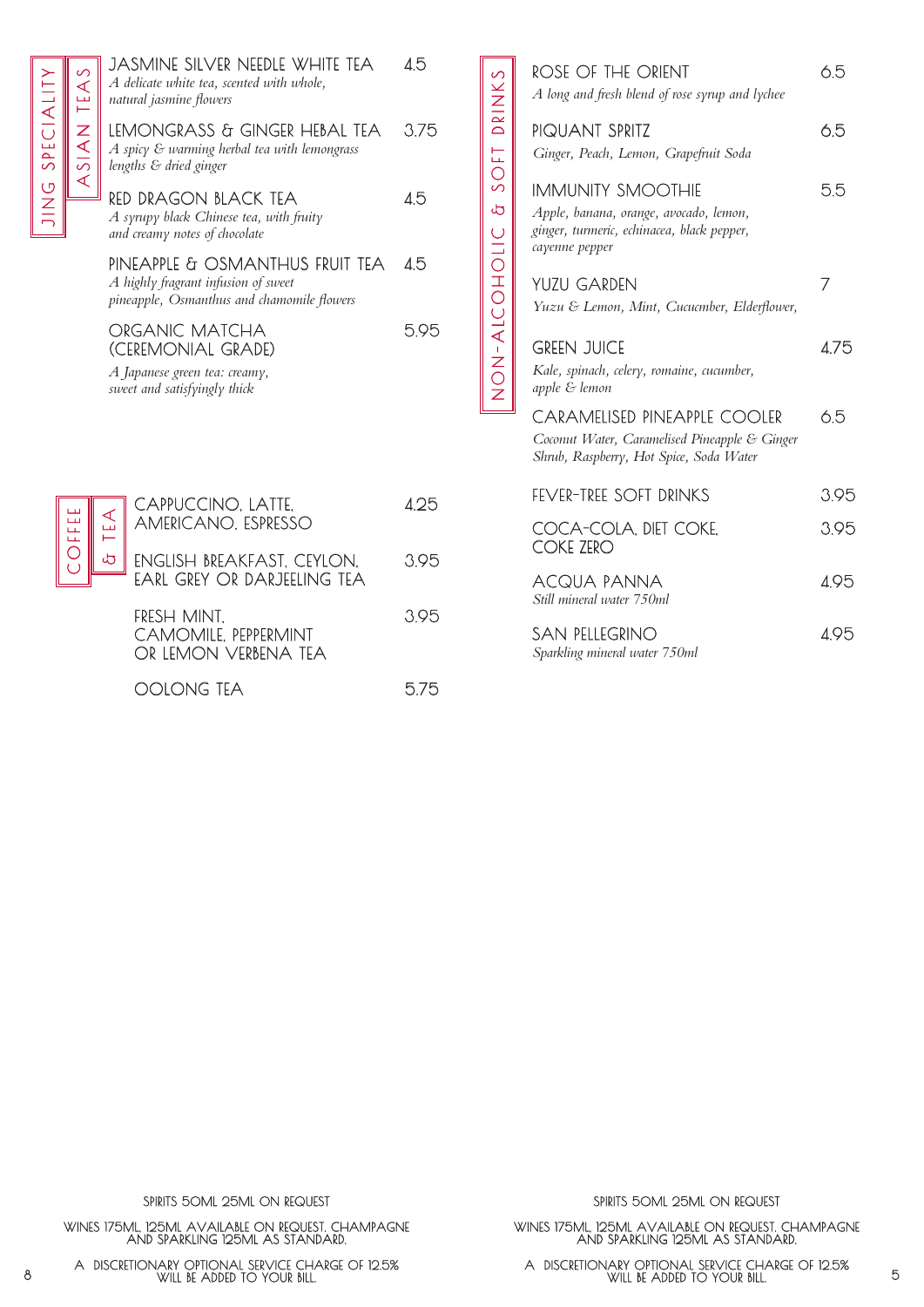## JING SPECIALITY — ASIAN TEAS

**JASMINE SILVER NEEDLE WHITE TEA** 4.5
*A delicate white tea, scented with whole, natural jasmine flowers*

**LEMONGRASS & GINGER HEBAL TEA** 3.75
*A spicy & warming herbal tea with lemongrass lengths & dried ginger*

**RED DRAGON BLACK TEA** 4.5
*A syrupy black Chinese tea, with fruity and creamy notes of chocolate*

**PINEAPPLE & OSMANTHUS FRUIT TEA** 4.5
*A highly fragrant infusion of sweet pineapple, Osmanthus and chamomile flowers*

**ORGANIC MATCHA (CEREMONIAL GRADE)** 5.95
*A Japanese green tea: creamy, sweet and satisfyingly thick*

## COFFEE & TEA

**CAPPUCCINO, LATTE, AMERICANO, ESPRESSO** 4.25

**ENGLISH BREAKFAST, CEYLON, EARL GREY OR DARJEELING TEA** 3.95

**FRESH MINT, CAMOMILE, PEPPERMINT OR LEMON VERBENA TEA** 3.95

**OOLONG TEA** 5.75

SPIRITS 50ML 25ML ON REQUEST

WINES 175ML 125ML AVAILABLE ON REQUEST. CHAMPAGNE AND SPARKLING 125ML AS STANDARD.

A DISCRETIONARY OPTIONAL SERVICE CHARGE OF 12.5% WILL BE ADDED TO YOUR BILL.

## NON-ALCOHOLIC & SOFT DRINKS

**ROSE OF THE ORIENT** 6.5
*A long and fresh blend of rose syrup and lychee*

**PIQUANT SPRITZ** 6.5
*Ginger, Peach, Lemon, Grapefruit Soda*

**IMMUNITY SMOOTHIE** 5.5
*Apple, banana, orange, avocado, lemon, ginger, turmeric, echinacea, black pepper, cayenne pepper*

**YUZU GARDEN** 7
*Yuzu & Lemon, Mint, Cucucmber, Elderflower,*

**GREEN JUICE** 4.75
*Kale, spinach, celery, romaine, cucumber, apple & lemon*

**CARAMELISED PINEAPPLE COOLER** 6.5
*Coconut Water, Caramelised Pineapple & Ginger Shrub, Raspberry, Hot Spice, Soda Water*

**FEVER-TREE SOFT DRINKS** 3.95

**COCA-COLA, DIET COKE, COKE ZERO** 3.95

**ACQUA PANNA** 4.95
*Still mineral water 750ml*

**SAN PELLEGRINO** 4.95
*Sparkling mineral water 750ml*

SPIRITS 50ML 25ML ON REQUEST

WINES 175ML 125ML AVAILABLE ON REQUEST. CHAMPAGNE AND SPARKLING 125ML AS STANDARD.

A DISCRETIONARY OPTIONAL SERVICE CHARGE OF 12.5% WILL BE ADDED TO YOUR BILL.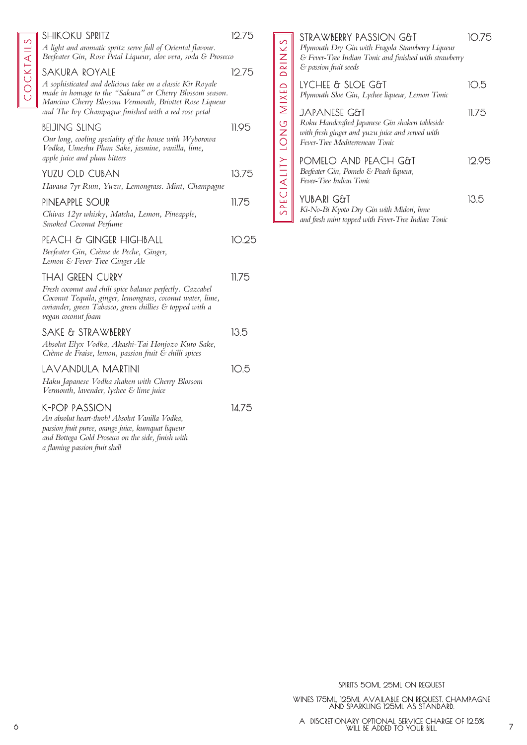## COCKTAILS

### SHIKOKU SPRITZ — 12.75

*A light and aromatic spritz serve full of Oriental flavour. Beefeater Gin, Rose Petal Liqueur, aloe vera, soda & Prosecco*

### SAKURA ROYALE — 12.75

*A sophisticated and delicious take on a classic Kir Royale made in homage to the "Sakura" or Cherry Blossom season. Mancino Cherry Blossom Vermouth, Briottet Rose Liqueur and The Ivy Champagne finished with a red rose petal*

### BEIJING SLING — 11.95

*Our long, cooling speciality of the house with Wyborowa Vodka, Umeshu Plum Sake, jasmine, vanilla, lime, apple juice and plum bitters*

### YUZU OLD CUBAN — 13.75

*Havana 7yr Rum, Yuzu, Lemongrass. Mint, Champagne*

### PINEAPPLE SOUR — 11.75

*Chivas 12yr whisky, Matcha, Lemon, Pineapple, Smoked Coconut Perfume*

### PEACH & GINGER HIGHBALL — 10.25

*Beefeater Gin, Crème de Peche, Ginger, Lemon & Fever-Tree Ginger Ale*

### THAI GREEN CURRY — 11.75

*Fresh coconut and chili spice balance perfectly. Cazcabel Coconut Tequila, ginger, lemongrass, coconut water, lime, coriander, green Tabasco, green chillies & topped with a vegan coconut foam*

### SAKE & STRAWBERRY — 13.5

*Absolut Elyx Vodka, Akashi-Tai Honjozo Kuro Sake, Crème de Fraise, lemon, passion fruit & chilli spices*

### LAVANDULA MARTINI — 10.5

*Haku Japanese Vodka shaken with Cherry Blossom Vermouth, lavender, lychee & lime juice*

### K-POP PASSION — 14.75

*An absolut heart-throb! Absolut Vanilla Vodka, passion fruit puree, orange juice, kumquat liqueur and Bottega Gold Prosecco on the side, finish with a flaming passion fruit shell*

## SPECIALITY LONG MIXED DRINKS

### STRAWBERRY PASSION G&T — 10.75

*Plymouth Dry Gin with Fragola Strawberry Liqueur & Fever-Tree Indian Tonic and finished with strawberry & passion fruit seeds*

### LYCHEE & SLOE G&T — 10.5

*Plymouth Sloe Gin, Lychee liqueur, Lemon Tonic*

### JAPANESE G&T — 11.75

*Roku Handcrafted Japanese Gin shaken tableside with fresh ginger and yuzu juice and served with Fever-Tree Mediterrenean Tonic*

### POMELO AND PEACH G&T — 12.95

*Beefeater Gin, Pomelo & Peach liqueur, Fever-Tree Indian Tonic*

### YUBARI G&T — 13.5

*Ki-No-Bi Kyoto Dry Gin with Midori, lime and fresh mint topped with Fever-Tree Indian Tonic*

SPIRITS 50ML 25ML ON REQUEST

WINES 175ML 125ML AVAILABLE ON REQUEST. CHAMPAGNE AND SPARKLING 125ML AS STANDARD.

A DISCRETIONARY OPTIONAL SERVICE CHARGE OF 12.5% WILL BE ADDED TO YOUR BILL.